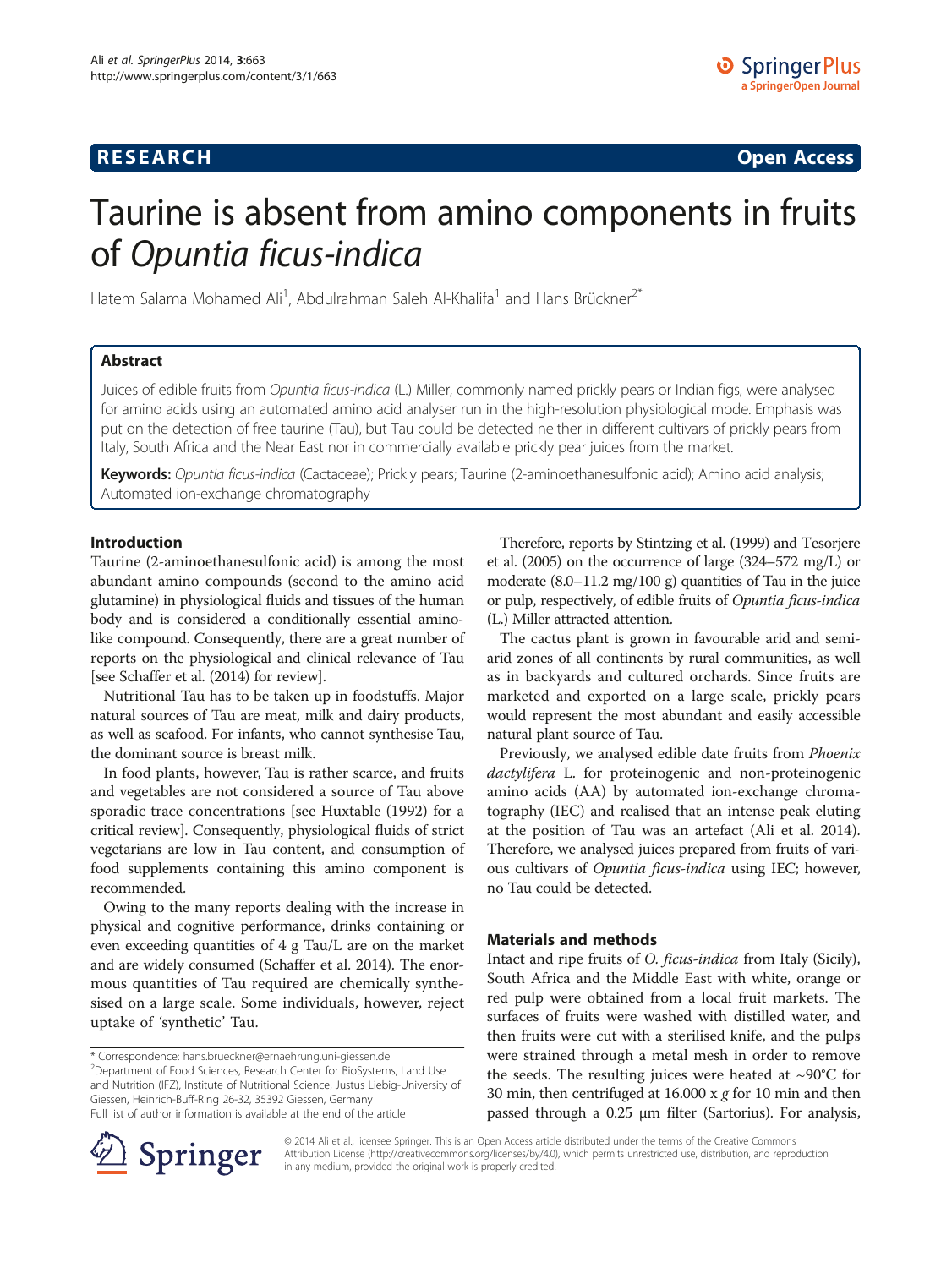# RESEARCH Open Access

# Taurine is absent from amino components in fruits of *Opuntia ficus-indica*

Hatem Salama Mohamed Ali[1], Abdulrahman Saleh Al-Khalifa[1] and Hans Brückner[2*]

## Abstract

Juices of edible fruits from *Opuntia ficus-indica* (L.) Miller, commonly named prickly pears or Indian figs, were analysed for amino acids using an automated amino acid analyser run in the high-resolution physiological mode. Emphasis was put on the detection of free taurine (Tau), but Tau could be detected neither in different cultivars of prickly pears from Italy, South Africa and the Near East nor in commercially available prickly pear juices from the market.

**Keywords:** *Opuntia ficus-indica* (Cactaceae); Prickly pears; Taurine (2-aminoethanesulfonic acid); Amino acid analysis; Automated ion-exchange chromatography

## Introduction

Taurine (2-aminoethanesulfonic acid) is among the most abundant amino compounds (second to the amino acid glutamine) in physiological fluids and tissues of the human body and is considered a conditionally essential amino-like compound. Consequently, there are a great number of reports on the physiological and clinical relevance of Tau [see Schaffer et al. (2014) for review].

Nutritional Tau has to be taken up in foodstuffs. Major natural sources of Tau are meat, milk and dairy products, as well as seafood. For infants, who cannot synthesise Tau, the dominant source is breast milk.

In food plants, however, Tau is rather scarce, and fruits and vegetables are not considered a source of Tau above sporadic trace concentrations [see Huxtable (1992) for a critical review]. Consequently, physiological fluids of strict vegetarians are low in Tau content, and consumption of food supplements containing this amino component is recommended.

Owing to the many reports dealing with the increase in physical and cognitive performance, drinks containing or even exceeding quantities of 4 g Tau/L are on the market and are widely consumed (Schaffer et al. 2014). The enormous quantities of Tau required are chemically synthesised on a large scale. Some individuals, however, reject uptake of 'synthetic' Tau.

Therefore, reports by Stintzing et al. (1999) and Tesorjere et al. (2005) on the occurrence of large (324–572 mg/L) or moderate (8.0–11.2 mg/100 g) quantities of Tau in the juice or pulp, respectively, of edible fruits of *Opuntia ficus-indica* (L.) Miller attracted attention.

The cactus plant is grown in favourable arid and semi-arid zones of all continents by rural communities, as well as in backyards and cultured orchards. Since fruits are marketed and exported on a large scale, prickly pears would represent the most abundant and easily accessible natural plant source of Tau.

Previously, we analysed edible date fruits from *Phoenix dactylifera* L. for proteinogenic and non-proteinogenic amino acids (AA) by automated ion-exchange chromatography (IEC) and realised that an intense peak eluting at the position of Tau was an artefact (Ali et al. 2014). Therefore, we analysed juices prepared from fruits of various cultivars of *Opuntia ficus-indica* using IEC; however, no Tau could be detected.

## Materials and methods

Intact and ripe fruits of *O. ficus-indica* from Italy (Sicily), South Africa and the Middle East with white, orange or red pulp were obtained from a local fruit markets. The surfaces of fruits were washed with distilled water, and then fruits were cut with a sterilised knife, and the pulps were strained through a metal mesh in order to remove the seeds. The resulting juices were heated at ~90°C for 30 min, then centrifuged at 16.000 x *g* for 10 min and then passed through a 0.25 μm filter (Sartorius). For analysis,

\* Correspondence: hans.brueckner@ernaehrung.uni-giessen.de
[2]Department of Food Sciences, Research Center for BioSystems, Land Use and Nutrition (IFZ), Institute of Nutritional Science, Justus Liebig-University of Giessen, Heinrich-Buff-Ring 26-32, 35392 Giessen, Germany
Full list of author information is available at the end of the article

© 2014 Ali et al.; licensee Springer. This is an Open Access article distributed under the terms of the Creative Commons Attribution License (http://creativecommons.org/licenses/by/4.0), which permits unrestricted use, distribution, and reproduction in any medium, provided the original work is properly credited.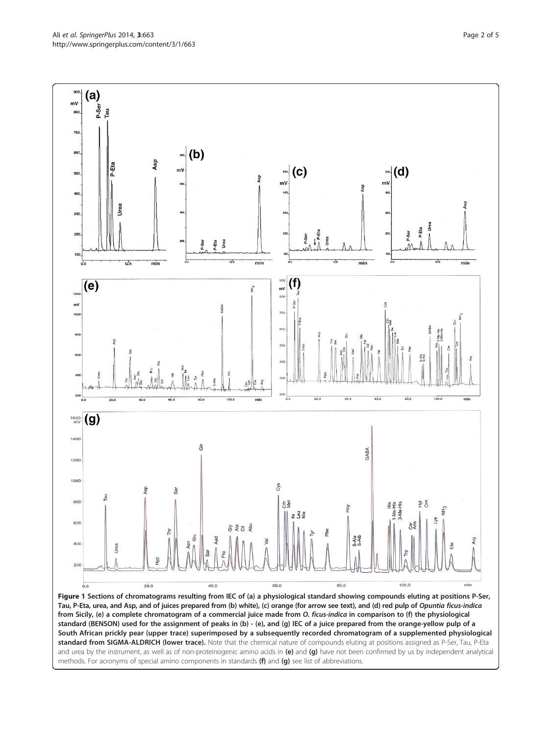**Figure 1 Sections of chromatograms resulting from IEC of (a) a physiological standard showing compounds eluting at positions P-Ser, Tau, P-Eta, urea, and Asp, and of juices prepared from (b) white), (c) orange (for arrow see text), and (d) red pulp of *Opuntia ficus-indica* from Sicily, (e) a complete chromatogram of a commercial juice made from *O. ficus-indica* in comparison to (f) the physiological standard (BENSON) used for the assignment of peaks in (b) - (e), and (g) IEC of a juice prepared from the orange-yellow pulp of a South African prickly pear (upper trace) superimposed by a subsequently recorded chromatogram of a supplemented physiological standard from SIGMA-ALDRICH (lower trace).** Note that the chemical nature of compounds eluting at positions assigned as P-Ser, Tau, P-Eta and urea by the instrument, as well as of non-proteinogenic amino acids in **(e)** and **(g)** have not been confirmed by us by independent analytical methods. For acronyms of special amino components in standards **(f)** and **(g)** see list of abbreviations.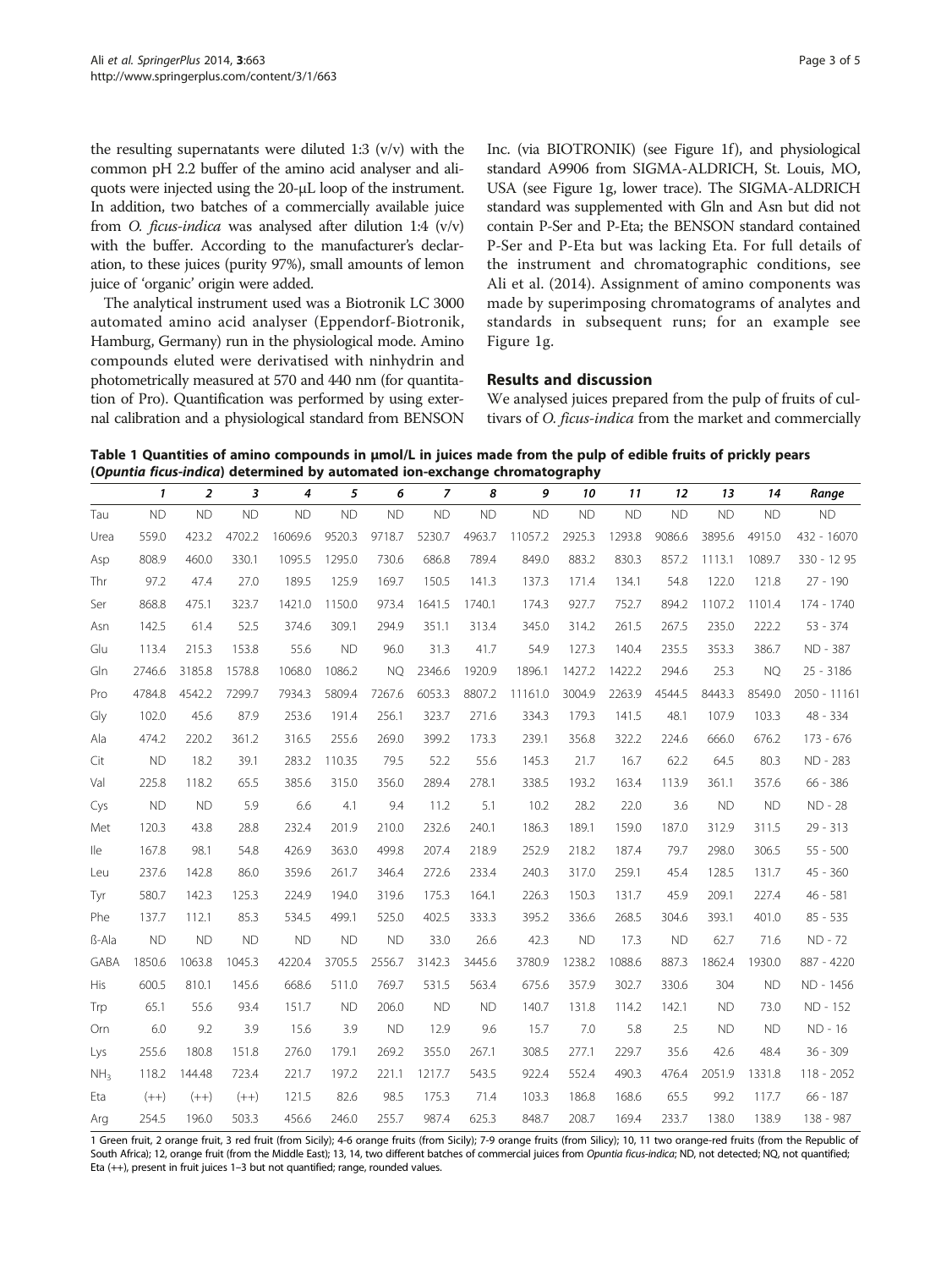the resulting supernatants were diluted 1:3 (v/v) with the common pH 2.2 buffer of the amino acid analyser and aliquots were injected using the 20-μL loop of the instrument. In addition, two batches of a commercially available juice from *O. ficus-indica* was analysed after dilution 1:4 (v/v) with the buffer. According to the manufacturer's declaration, to these juices (purity 97%), small amounts of lemon juice of 'organic' origin were added.

The analytical instrument used was a Biotronik LC 3000 automated amino acid analyser (Eppendorf-Biotronik, Hamburg, Germany) run in the physiological mode. Amino compounds eluted were derivatised with ninhydrin and photometrically measured at 570 and 440 nm (for quantitation of Pro). Quantification was performed by using external calibration and a physiological standard from BENSON Inc. (via BIOTRONIK) (see Figure 1f), and physiological standard A9906 from SIGMA-ALDRICH, St. Louis, MO, USA (see Figure 1g, lower trace). The SIGMA-ALDRICH standard was supplemented with Gln and Asn but did not contain P-Ser and P-Eta; the BENSON standard contained P-Ser and P-Eta but was lacking Eta. For full details of the instrument and chromatographic conditions, see Ali et al. (2014). Assignment of amino components was made by superimposing chromatograms of analytes and standards in subsequent runs; for an example see Figure 1g.

## Results and discussion

We analysed juices prepared from the pulp of fruits of cultivars of *O. ficus-indica* from the market and commercially

**Table 1 Quantities of amino compounds in µmol/L in juices made from the pulp of edible fruits of prickly pears (*Opuntia ficus-indica*) determined by automated ion-exchange chromatography**

| | *1* | *2* | *3* | *4* | *5* | *6* | *7* | *8* | *9* | *10* | *11* | *12* | *13* | *14* | *Range* |
|---|---|---|---|---|---|---|---|---|---|---|---|---|---|---|---|
| Tau | ND | ND | ND | ND | ND | ND | ND | ND | ND | ND | ND | ND | ND | ND | ND |
| Urea | 559.0 | 423.2 | 4702.2 | 16069.6 | 9520.3 | 9718.7 | 5230.7 | 4963.7 | 11057.2 | 2925.3 | 1293.8 | 9086.6 | 3895.6 | 4915.0 | 432 - 16070 |
| Asp | 808.9 | 460.0 | 330.1 | 1095.5 | 1295.0 | 730.6 | 686.8 | 789.4 | 849.0 | 883.2 | 830.3 | 857.2 | 1113.1 | 1089.7 | 330 - 12 95 |
| Thr | 97.2 | 47.4 | 27.0 | 189.5 | 125.9 | 169.7 | 150.5 | 141.3 | 137.3 | 171.4 | 134.1 | 54.8 | 122.0 | 121.8 | 27 - 190 |
| Ser | 868.8 | 475.1 | 323.7 | 1421.0 | 1150.0 | 973.4 | 1641.5 | 1740.1 | 174.3 | 927.7 | 752.7 | 894.2 | 1107.2 | 1101.4 | 174 - 1740 |
| Asn | 142.5 | 61.4 | 52.5 | 374.6 | 309.1 | 294.9 | 351.1 | 313.4 | 345.0 | 314.2 | 261.5 | 267.5 | 235.0 | 222.2 | 53 - 374 |
| Glu | 113.4 | 215.3 | 153.8 | 55.6 | ND | 96.0 | 31.3 | 41.7 | 54.9 | 127.3 | 140.4 | 235.5 | 353.3 | 386.7 | ND - 387 |
| Gln | 2746.6 | 3185.8 | 1578.8 | 1068.0 | 1086.2 | NQ | 2346.6 | 1920.9 | 1896.1 | 1427.2 | 1422.2 | 294.6 | 25.3 | NQ | 25 - 3186 |
| Pro | 4784.8 | 4542.2 | 7299.7 | 7934.3 | 5809.4 | 7267.6 | 6053.3 | 8807.2 | 11161.0 | 3004.9 | 2263.9 | 4544.5 | 8443.3 | 8549.0 | 2050 - 11161 |
| Gly | 102.0 | 45.6 | 87.9 | 253.6 | 191.4 | 256.1 | 323.7 | 271.6 | 334.3 | 179.3 | 141.5 | 48.1 | 107.9 | 103.3 | 48 - 334 |
| Ala | 474.2 | 220.2 | 361.2 | 316.5 | 255.6 | 269.0 | 399.2 | 173.3 | 239.1 | 356.8 | 322.2 | 224.6 | 666.0 | 676.2 | 173 - 676 |
| Cit | ND | 18.2 | 39.1 | 283.2 | 110.35 | 79.5 | 52.2 | 55.6 | 145.3 | 21.7 | 16.7 | 62.2 | 64.5 | 80.3 | ND - 283 |
| Val | 225.8 | 118.2 | 65.5 | 385.6 | 315.0 | 356.0 | 289.4 | 278.1 | 338.5 | 193.2 | 163.4 | 113.9 | 361.1 | 357.6 | 66 - 386 |
| Cys | ND | ND | 5.9 | 6.6 | 4.1 | 9.4 | 11.2 | 5.1 | 10.2 | 28.2 | 22.0 | 3.6 | ND | ND | ND - 28 |
| Met | 120.3 | 43.8 | 28.8 | 232.4 | 201.9 | 210.0 | 232.6 | 240.1 | 186.3 | 189.1 | 159.0 | 187.0 | 312.9 | 311.5 | 29 - 313 |
| Ile | 167.8 | 98.1 | 54.8 | 426.9 | 363.0 | 499.8 | 207.4 | 218.9 | 252.9 | 218.2 | 187.4 | 79.7 | 298.0 | 306.5 | 55 - 500 |
| Leu | 237.6 | 142.8 | 86.0 | 359.6 | 261.7 | 346.4 | 272.6 | 233.4 | 240.3 | 317.0 | 259.1 | 45.4 | 128.5 | 131.7 | 45 - 360 |
| Tyr | 580.7 | 142.3 | 125.3 | 224.9 | 194.0 | 319.6 | 175.3 | 164.1 | 226.3 | 150.3 | 131.7 | 45.9 | 209.1 | 227.4 | 46 - 581 |
| Phe | 137.7 | 112.1 | 85.3 | 534.5 | 499.1 | 525.0 | 402.5 | 333.3 | 395.2 | 336.6 | 268.5 | 304.6 | 393.1 | 401.0 | 85 - 535 |
| ß-Ala | ND | ND | ND | ND | ND | ND | 33.0 | 26.6 | 42.3 | ND | 17.3 | ND | 62.7 | 71.6 | ND - 72 |
| GABA | 1850.6 | 1063.8 | 1045.3 | 4220.4 | 3705.5 | 2556.7 | 3142.3 | 3445.6 | 3780.9 | 1238.2 | 1088.6 | 887.3 | 1862.4 | 1930.0 | 887 - 4220 |
| His | 600.5 | 810.1 | 145.6 | 668.6 | 511.0 | 769.7 | 531.5 | 563.4 | 675.6 | 357.9 | 302.7 | 330.6 | 304 | ND | ND - 1456 |
| Trp | 65.1 | 55.6 | 93.4 | 151.7 | ND | 206.0 | ND | ND | 140.7 | 131.8 | 114.2 | 142.1 | ND | 73.0 | ND - 152 |
| Orn | 6.0 | 9.2 | 3.9 | 15.6 | 3.9 | ND | 12.9 | 9.6 | 15.7 | 7.0 | 5.8 | 2.5 | ND | ND | ND - 16 |
| Lys | 255.6 | 180.8 | 151.8 | 276.0 | 179.1 | 269.2 | 355.0 | 267.1 | 308.5 | 277.1 | 229.7 | 35.6 | 42.6 | 48.4 | 36 - 309 |
| $NH_3$ | 118.2 | 144.48 | 723.4 | 221.7 | 197.2 | 221.1 | 1217.7 | 543.5 | 922.4 | 552.4 | 490.3 | 476.4 | 2051.9 | 1331.8 | 118 - 2052 |
| Eta | (++) | (++) | (++) | 121.5 | 82.6 | 98.5 | 175.3 | 71.4 | 103.3 | 186.8 | 168.6 | 65.5 | 99.2 | 117.7 | 66 - 187 |
| Arg | 254.5 | 196.0 | 503.3 | 456.6 | 246.0 | 255.7 | 987.4 | 625.3 | 848.7 | 208.7 | 169.4 | 233.7 | 138.0 | 138.9 | 138 - 987 |

1 Green fruit, 2 orange fruit, 3 red fruit (from Sicily); 4-6 orange fruits (from Sicily); 7-9 orange fruits (from Silicy); 10, 11 two orange-red fruits (from the Republic of South Africa); 12, orange fruit (from the Middle East); 13, 14, two different batches of commercial juices from *Opuntia ficus-indica*; ND, not detected; NQ, not quantified; Eta (++), present in fruit juices 1–3 but not quantified; range, rounded values.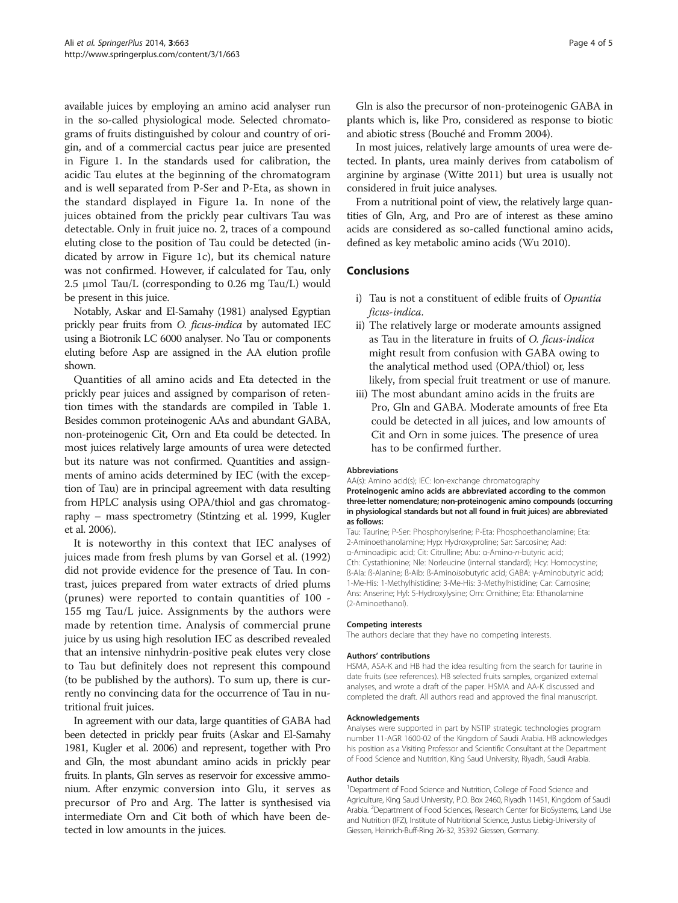available juices by employing an amino acid analyser run in the so-called physiological mode. Selected chromatograms of fruits distinguished by colour and country of origin, and of a commercial cactus pear juice are presented in Figure 1. In the standards used for calibration, the acidic Tau elutes at the beginning of the chromatogram and is well separated from P-Ser and P-Eta, as shown in the standard displayed in Figure 1a. In none of the juices obtained from the prickly pear cultivars Tau was detectable. Only in fruit juice no. 2, traces of a compound eluting close to the position of Tau could be detected (indicated by arrow in Figure 1c), but its chemical nature was not confirmed. However, if calculated for Tau, only 2.5 μmol Tau/L (corresponding to 0.26 mg Tau/L) would be present in this juice.

Notably, Askar and El-Samahy (1981) analysed Egyptian prickly pear fruits from *O. ficus-indica* by automated IEC using a Biotronik LC 6000 analyser. No Tau or components eluting before Asp are assigned in the AA elution profile shown.

Quantities of all amino acids and Eta detected in the prickly pear juices and assigned by comparison of retention times with the standards are compiled in Table 1. Besides common proteinogenic AAs and abundant GABA, non-proteinogenic Cit, Orn and Eta could be detected. In most juices relatively large amounts of urea were detected but its nature was not confirmed. Quantities and assignments of amino acids determined by IEC (with the exception of Tau) are in principal agreement with data resulting from HPLC analysis using OPA/thiol and gas chromatography – mass spectrometry (Stintzing et al. 1999, Kugler et al. 2006).

It is noteworthy in this context that IEC analyses of juices made from fresh plums by van Gorsel et al. (1992) did not provide evidence for the presence of Tau. In contrast, juices prepared from water extracts of dried plums (prunes) were reported to contain quantities of 100 - 155 mg Tau/L juice. Assignments by the authors were made by retention time. Analysis of commercial prune juice by us using high resolution IEC as described revealed that an intensive ninhydrin-positive peak elutes very close to Tau but definitely does not represent this compound (to be published by the authors). To sum up, there is currently no convincing data for the occurrence of Tau in nutritional fruit juices.

In agreement with our data, large quantities of GABA had been detected in prickly pear fruits (Askar and El-Samahy 1981, Kugler et al. 2006) and represent, together with Pro and Gln, the most abundant amino acids in prickly pear fruits. In plants, Gln serves as reservoir for excessive ammonium. After enzymic conversion into Glu, it serves as precursor of Pro and Arg. The latter is synthesised via intermediate Orn and Cit both of which have been detected in low amounts in the juices.

Gln is also the precursor of non-proteinogenic GABA in plants which is, like Pro, considered as response to biotic and abiotic stress (Bouché and Fromm 2004).

In most juices, relatively large amounts of urea were detected. In plants, urea mainly derives from catabolism of arginine by arginase (Witte 2011) but urea is usually not considered in fruit juice analyses.

From a nutritional point of view, the relatively large quantities of Gln, Arg, and Pro are of interest as these amino acids are considered as so-called functional amino acids, defined as key metabolic amino acids (Wu 2010).

## Conclusions

i) Tau is not a constituent of edible fruits of *Opuntia ficus-indica*.
ii) The relatively large or moderate amounts assigned as Tau in the literature in fruits of *O. ficus-indica* might result from confusion with GABA owing to the analytical method used (OPA/thiol) or, less likely, from special fruit treatment or use of manure.
iii) The most abundant amino acids in the fruits are Pro, Gln and GABA. Moderate amounts of free Eta could be detected in all juices, and low amounts of Cit and Orn in some juices. The presence of urea has to be confirmed further.

#### Abbreviations

AA(s): Amino acid(s); IEC: Ion-exchange chromatography

**Proteinogenic amino acids are abbreviated according to the common three-letter nomenclature; non-proteinogenic amino compounds (occurring in physiological standards but not all found in fruit juices) are abbreviated as follows:**

Tau: Taurine; P-Ser: Phosphorylserine; P-Eta: Phosphoethanolamine; Eta: 2-Aminoethanolamine; Hyp: Hydroxyproline; Sar: Sarcosine; Aad: α-Aminoadipic acid; Cit: Citrulline; Abu: α-Amino-*n*-butyric acid; Cth: Cystathionine; Nle: Norleucine (internal standard); Hcy: Homocystine; ß-Ala: ß-Alanine; ß-Aib: ß-Amino*iso*butyric acid; GABA: γ-Aminobutyric acid; 1-Me-His: 1-Methylhistidine; 3-Me-His: 3-Methylhistidine; Car: Carnosine; Ans: Anserine; Hyl: 5-Hydroxylysine; Orn: Ornithine; Eta: Ethanolamine (2-Aminoethanol).

#### Competing interests

The authors declare that they have no competing interests.

#### Authors' contributions

HSMA, ASA-K and HB had the idea resulting from the search for taurine in date fruits (see references). HB selected fruits samples, organized external analyses, and wrote a draft of the paper. HSMA and AA-K discussed and completed the draft. All authors read and approved the final manuscript.

#### Acknowledgements

Analyses were supported in part by NSTIP strategic technologies program number 11-AGR 1600-02 of the Kingdom of Saudi Arabia. HB acknowledges his position as a Visiting Professor and Scientific Consultant at the Department of Food Science and Nutrition, King Saud University, Riyadh, Saudi Arabia.

#### Author details

[1]Department of Food Science and Nutrition, College of Food Science and Agriculture, King Saud University, P.O. Box 2460, Riyadh 11451, Kingdom of Saudi Arabia. [2]Department of Food Sciences, Research Center for BioSystems, Land Use and Nutrition (IFZ), Institute of Nutritional Science, Justus Liebig-University of Giessen, Heinrich-Buff-Ring 26-32, 35392 Giessen, Germany.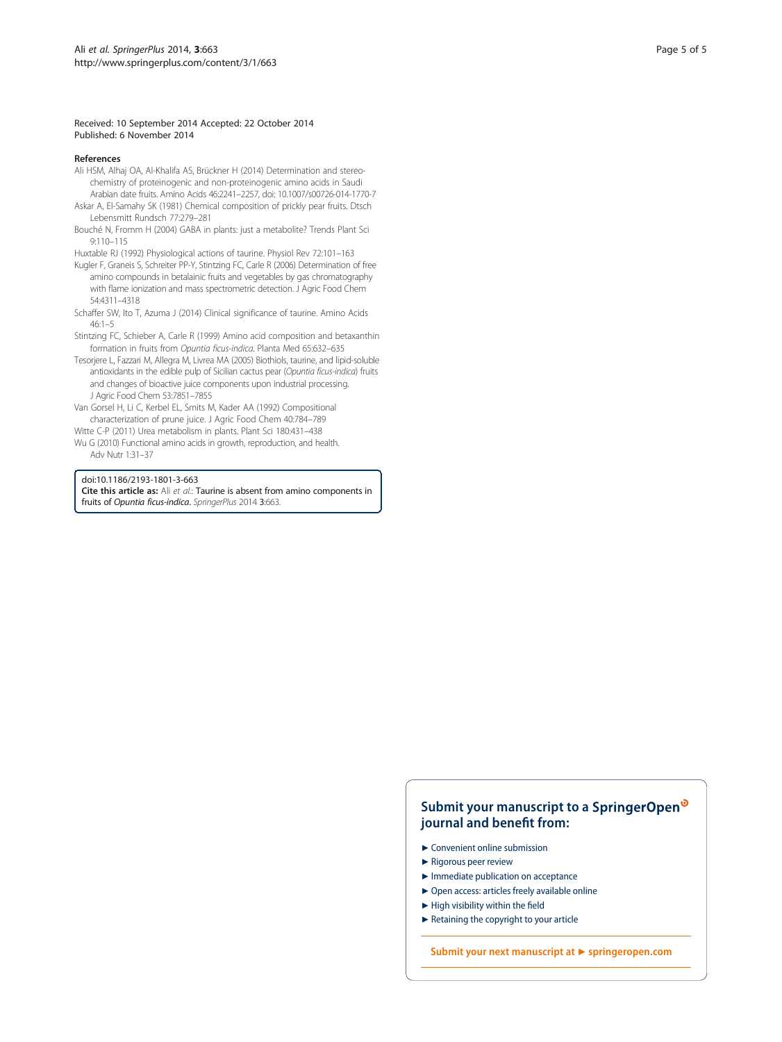Received: 10 September 2014 Accepted: 22 October 2014
Published: 6 November 2014

## References

Ali HSM, Alhaj OA, Al-Khalifa AS, Brückner H (2014) Determination and stereochemistry of proteinogenic and non-proteinogenic amino acids in Saudi Arabian date fruits. Amino Acids 46:2241–2257, doi: 10.1007/s00726-014-1770-7

Askar A, El-Samahy SK (1981) Chemical composition of prickly pear fruits. Dtsch Lebensmitt Rundsch 77:279–281

Bouché N, Fromm H (2004) GABA in plants: just a metabolite? Trends Plant Sci 9:110–115

Huxtable RJ (1992) Physiological actions of taurine. Physiol Rev 72:101–163

Kugler F, Graneis S, Schreiter PP-Y, Stintzing FC, Carle R (2006) Determination of free amino compounds in betalainic fruits and vegetables by gas chromatography with flame ionization and mass spectrometric detection. J Agric Food Chem 54:4311–4318

Schaffer SW, Ito T, Azuma J (2014) Clinical significance of taurine. Amino Acids 46:1–5

Stintzing FC, Schieber A, Carle R (1999) Amino acid composition and betaxanthin formation in fruits from *Opuntia ficus-indica*. Planta Med 65:632–635

Tesorjere L, Fazzari M, Allegra M, Livrea MA (2005) Biothiols, taurine, and lipid-soluble antioxidants in the edible pulp of Sicilian cactus pear (*Opuntia ficus-indica*) fruits and changes of bioactive juice components upon industrial processing. J Agric Food Chem 53:7851–7855

Van Gorsel H, Li C, Kerbel EL, Smits M, Kader AA (1992) Compositional characterization of prune juice. J Agric Food Chem 40:784–789

Witte C-P (2011) Urea metabolism in plants. Plant Sci 180:431–438

Wu G (2010) Functional amino acids in growth, reproduction, and health. Adv Nutr 1:31–37

doi:10.1186/2193-1801-3-663
**Cite this article as:** Ali *et al.*: Taurine is absent from amino components in fruits of *Opuntia ficus-indica*. *SpringerPlus* 2014 **3**:663.

**Submit your manuscript to a SpringerOpen journal and benefit from:**

- ► Convenient online submission
- ► Rigorous peer review
- ► Immediate publication on acceptance
- ► Open access: articles freely available online
- ► High visibility within the field
- ► Retaining the copyright to your article

**Submit your next manuscript at ► springeropen.com**